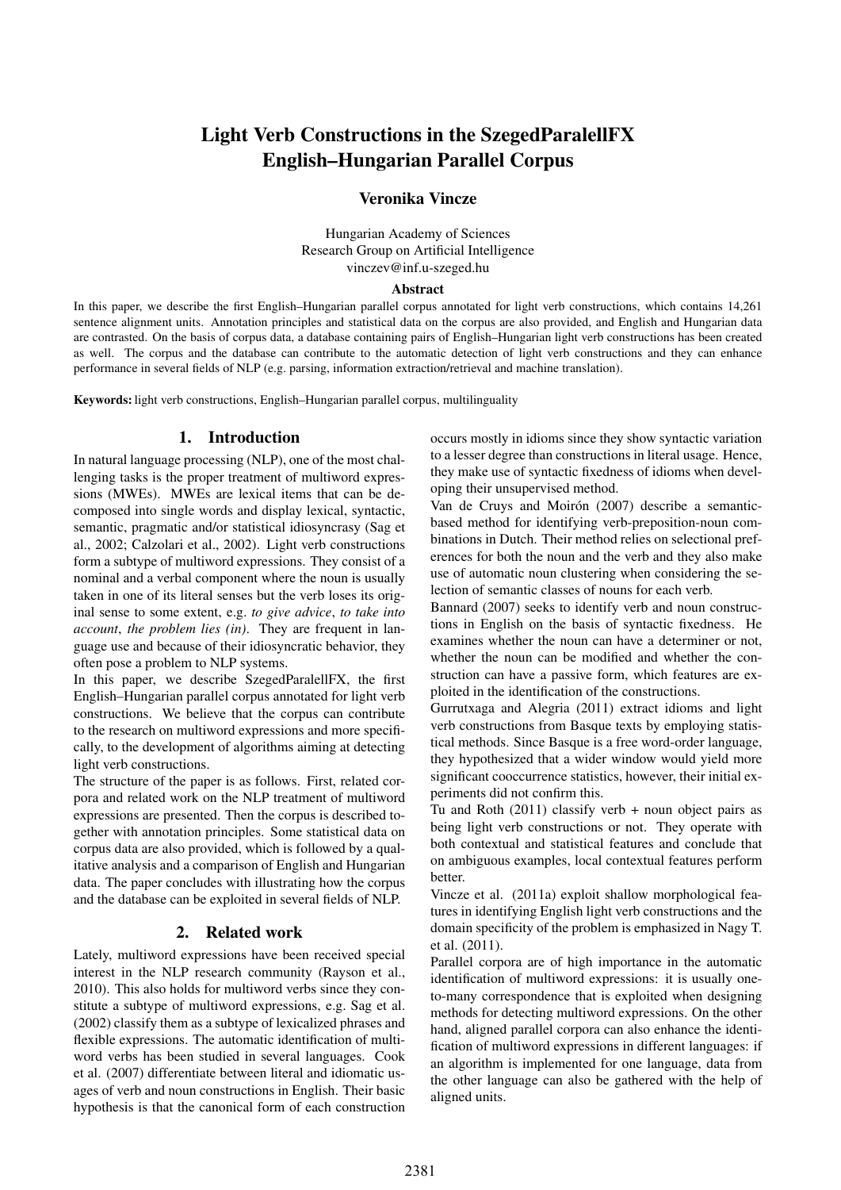# Light Verb Constructions in the SzegedParalellFX English–Hungarian Parallel Corpus

**Veronika Vincze**

Hungarian Academy of Sciences
Research Group on Artificial Intelligence
vinczev@inf.u-szeged.hu

### Abstract

In this paper, we describe the first English–Hungarian parallel corpus annotated for light verb constructions, which contains 14,261 sentence alignment units. Annotation principles and statistical data on the corpus are also provided, and English and Hungarian data are contrasted. On the basis of corpus data, a database containing pairs of English–Hungarian light verb constructions has been created as well. The corpus and the database can contribute to the automatic detection of light verb constructions and they can enhance performance in several fields of NLP (e.g. parsing, information extraction/retrieval and machine translation).

**Keywords:** light verb constructions, English–Hungarian parallel corpus, multilinguality

## 1. Introduction

In natural language processing (NLP), one of the most challenging tasks is the proper treatment of multiword expressions (MWEs). MWEs are lexical items that can be decomposed into single words and display lexical, syntactic, semantic, pragmatic and/or statistical idiosyncrasy (Sag et al., 2002; Calzolari et al., 2002). Light verb constructions form a subtype of multiword expressions. They consist of a nominal and a verbal component where the noun is usually taken in one of its literal senses but the verb loses its original sense to some extent, e.g. *to give advice*, *to take into account*, *the problem lies (in)*. They are frequent in language use and because of their idiosyncratic behavior, they often pose a problem to NLP systems.

In this paper, we describe SzegedParalellFX, the first English–Hungarian parallel corpus annotated for light verb constructions. We believe that the corpus can contribute to the research on multiword expressions and more specifically, to the development of algorithms aiming at detecting light verb constructions.

The structure of the paper is as follows. First, related corpora and related work on the NLP treatment of multiword expressions are presented. Then the corpus is described together with annotation principles. Some statistical data on corpus data are also provided, which is followed by a qualitative analysis and a comparison of English and Hungarian data. The paper concludes with illustrating how the corpus and the database can be exploited in several fields of NLP.

## 2. Related work

Lately, multiword expressions have been received special interest in the NLP research community (Rayson et al., 2010). This also holds for multiword verbs since they constitute a subtype of multiword expressions, e.g. Sag et al. (2002) classify them as a subtype of lexicalized phrases and flexible expressions. The automatic identification of multiword verbs has been studied in several languages. Cook et al. (2007) differentiate between literal and idiomatic usages of verb and noun constructions in English. Their basic hypothesis is that the canonical form of each construction occurs mostly in idioms since they show syntactic variation to a lesser degree than constructions in literal usage. Hence, they make use of syntactic fixedness of idioms when developing their unsupervised method.

Van de Cruys and Moirón (2007) describe a semantic-based method for identifying verb-preposition-noun combinations in Dutch. Their method relies on selectional preferences for both the noun and the verb and they also make use of automatic noun clustering when considering the selection of semantic classes of nouns for each verb.

Bannard (2007) seeks to identify verb and noun constructions in English on the basis of syntactic fixedness. He examines whether the noun can have a determiner or not, whether the noun can be modified and whether the construction can have a passive form, which features are exploited in the identification of the constructions.

Gurrutxaga and Alegria (2011) extract idioms and light verb constructions from Basque texts by employing statistical methods. Since Basque is a free word-order language, they hypothesized that a wider window would yield more significant cooccurrence statistics, however, their initial experiments did not confirm this.

Tu and Roth (2011) classify verb + noun object pairs as being light verb constructions or not. They operate with both contextual and statistical features and conclude that on ambiguous examples, local contextual features perform better.

Vincze et al. (2011a) exploit shallow morphological features in identifying English light verb constructions and the domain specificity of the problem is emphasized in Nagy T. et al. (2011).

Parallel corpora are of high importance in the automatic identification of multiword expressions: it is usually one-to-many correspondence that is exploited when designing methods for detecting multiword expressions. On the other hand, aligned parallel corpora can also enhance the identification of multiword expressions in different languages: if an algorithm is implemented for one language, data from the other language can also be gathered with the help of aligned units.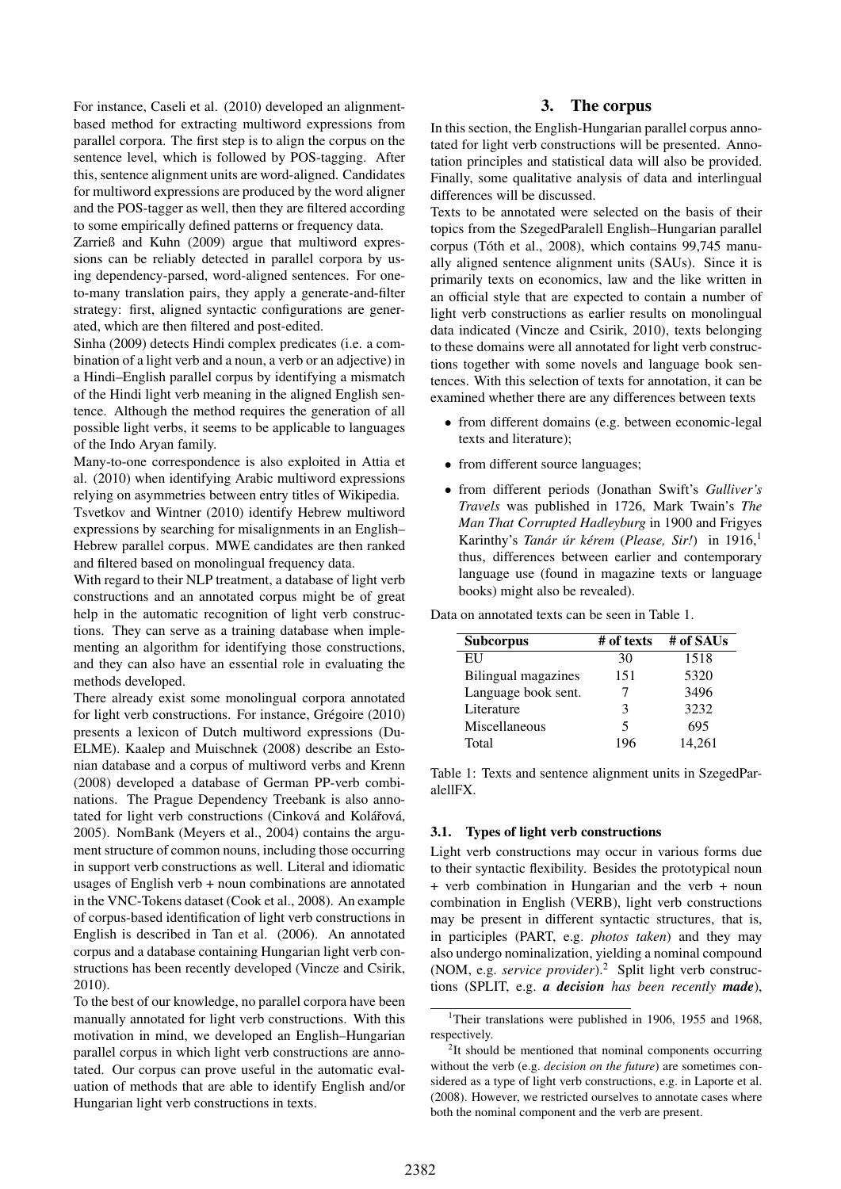For instance, Caseli et al. (2010) developed an alignment-based method for extracting multiword expressions from parallel corpora. The first step is to align the corpus on the sentence level, which is followed by POS-tagging. After this, sentence alignment units are word-aligned. Candidates for multiword expressions are produced by the word aligner and the POS-tagger as well, then they are filtered according to some empirically defined patterns or frequency data.

Zarrieß and Kuhn (2009) argue that multiword expressions can be reliably detected in parallel corpora by using dependency-parsed, word-aligned sentences. For one-to-many translation pairs, they apply a generate-and-filter strategy: first, aligned syntactic configurations are generated, which are then filtered and post-edited.

Sinha (2009) detects Hindi complex predicates (i.e. a combination of a light verb and a noun, a verb or an adjective) in a Hindi–English parallel corpus by identifying a mismatch of the Hindi light verb meaning in the aligned English sentence. Although the method requires the generation of all possible light verbs, it seems to be applicable to languages of the Indo Aryan family.

Many-to-one correspondence is also exploited in Attia et al. (2010) when identifying Arabic multiword expressions relying on asymmetries between entry titles of Wikipedia.

Tsvetkov and Wintner (2010) identify Hebrew multiword expressions by searching for misalignments in an English–Hebrew parallel corpus. MWE candidates are then ranked and filtered based on monolingual frequency data.

With regard to their NLP treatment, a database of light verb constructions and an annotated corpus might be of great help in the automatic recognition of light verb constructions. They can serve as a training database when implementing an algorithm for identifying those constructions, and they can also have an essential role in evaluating the methods developed.

There already exist some monolingual corpora annotated for light verb constructions. For instance, Grégoire (2010) presents a lexicon of Dutch multiword expressions (DuELME). Kaalep and Muischnek (2008) describe an Estonian database and a corpus of multiword verbs and Krenn (2008) developed a database of German PP-verb combinations. The Prague Dependency Treebank is also annotated for light verb constructions (Cinková and Kolářová, 2005). NomBank (Meyers et al., 2004) contains the argument structure of common nouns, including those occurring in support verb constructions as well. Literal and idiomatic usages of English verb + noun combinations are annotated in the VNC-Tokens dataset (Cook et al., 2008). An example of corpus-based identification of light verb constructions in English is described in Tan et al. (2006). An annotated corpus and a database containing Hungarian light verb constructions has been recently developed (Vincze and Csirik, 2010).

To the best of our knowledge, no parallel corpora have been manually annotated for light verb constructions. With this motivation in mind, we developed an English–Hungarian parallel corpus in which light verb constructions are annotated. Our corpus can prove useful in the automatic evaluation of methods that are able to identify English and/or Hungarian light verb constructions in texts.

## 3. The corpus

In this section, the English-Hungarian parallel corpus annotated for light verb constructions will be presented. Annotation principles and statistical data will also be provided. Finally, some qualitative analysis of data and interlingual differences will be discussed.

Texts to be annotated were selected on the basis of their topics from the SzegedParalell English–Hungarian parallel corpus (Tóth et al., 2008), which contains 99,745 manually aligned sentence alignment units (SAUs). Since it is primarily texts on economics, law and the like written in an official style that are expected to contain a number of light verb constructions as earlier results on monolingual data indicated (Vincze and Csirik, 2010), texts belonging to these domains were all annotated for light verb constructions together with some novels and language book sentences. With this selection of texts for annotation, it can be examined whether there are any differences between texts

- from different domains (e.g. between economic-legal texts and literature);
- from different source languages;
- from different periods (Jonathan Swift's *Gulliver's Travels* was published in 1726, Mark Twain's *The Man That Corrupted Hadleyburg* in 1900 and Frigyes Karinthy's *Tanár úr kérem* (*Please, Sir!*) in 1916,[1] thus, differences between earlier and contemporary language use (found in magazine texts or language books) might also be revealed).

Data on annotated texts can be seen in Table 1.

| Subcorpus | # of texts | # of SAUs |
|---|---|---|
| EU | 30 | 1518 |
| Bilingual magazines | 151 | 5320 |
| Language book sent. | 7 | 3496 |
| Literature | 3 | 3232 |
| Miscellaneous | 5 | 695 |
| Total | 196 | 14,261 |

Table 1: Texts and sentence alignment units in SzegedParalellFX.

### 3.1. Types of light verb constructions

Light verb constructions may occur in various forms due to their syntactic flexibility. Besides the prototypical noun + verb combination in Hungarian and the verb + noun combination in English (VERB), light verb constructions may be present in different syntactic structures, that is, in participles (PART, e.g. *photos taken*) and they may also undergo nominalization, yielding a nominal compound (NOM, e.g. *service provider*).[2] Split light verb constructions (SPLIT, e.g. ***a decision*** *has been recently* ***made***),

[1] Their translations were published in 1906, 1955 and 1968, respectively.

[2] It should be mentioned that nominal components occurring without the verb (e.g. *decision on the future*) are sometimes considered as a type of light verb constructions, e.g. in Laporte et al. (2008). However, we restricted ourselves to annotate cases where both the nominal component and the verb are present.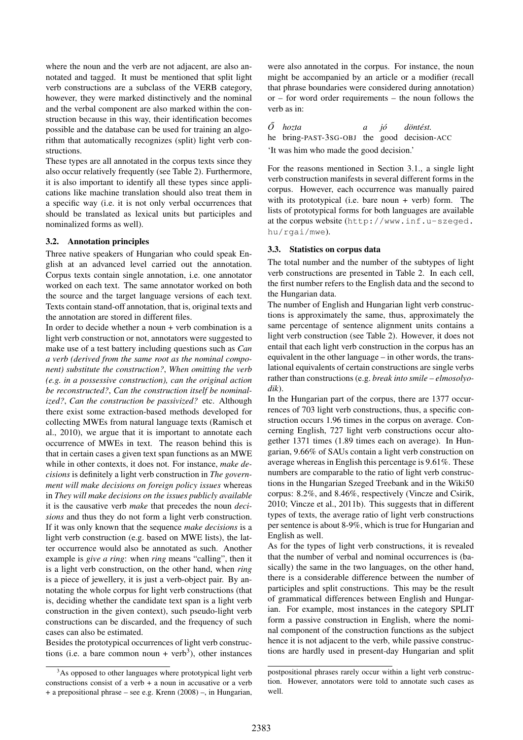where the noun and the verb are not adjacent, are also annotated and tagged. It must be mentioned that split light verb constructions are a subclass of the VERB category, however, they were marked distinctively and the nominal and the verbal component are also marked within the construction because in this way, their identification becomes possible and the database can be used for training an algorithm that automatically recognizes (split) light verb constructions.

These types are all annotated in the corpus texts since they also occur relatively frequently (see Table 2). Furthermore, it is also important to identify all these types since applications like machine translation should also treat them in a specific way (i.e. it is not only verbal occurrences that should be translated as lexical units but participles and nominalized forms as well).

### 3.2. Annotation principles

Three native speakers of Hungarian who could speak English at an advanced level carried out the annotation. Corpus texts contain single annotation, i.e. one annotator worked on each text. The same annotator worked on both the source and the target language versions of each text. Texts contain stand-off annotation, that is, original texts and the annotation are stored in different files.

In order to decide whether a noun + verb combination is a light verb construction or not, annotators were suggested to make use of a test battery including questions such as *Can a verb (derived from the same root as the nominal component) substitute the construction?*, *When omitting the verb (e.g. in a possessive construction), can the original action be reconstructed?*, *Can the construction itself be nominalized?*, *Can the construction be passivized?* etc. Although there exist some extraction-based methods developed for collecting MWEs from natural language texts (Ramisch et al., 2010), we argue that it is important to annotate each occurrence of MWEs in text. The reason behind this is that in certain cases a given text span functions as an MWE while in other contexts, it does not. For instance, *make decisions* is definitely a light verb construction in *The government will make decisions on foreign policy issues* whereas in *They will make decisions on the issues publicly available* it is the causative verb *make* that precedes the noun *decisions* and thus they do not form a light verb construction. If it was only known that the sequence *make decisions* is a light verb construction (e.g. based on MWE lists), the latter occurrence would also be annotated as such. Another example is *give a ring*: when *ring* means "calling", then it is a light verb construction, on the other hand, when *ring* is a piece of jewellery, it is just a verb-object pair. By annotating the whole corpus for light verb constructions (that is, deciding whether the candidate text span is a light verb construction in the given context), such pseudo-light verb constructions can be discarded, and the frequency of such cases can also be estimated.

Besides the prototypical occurrences of light verb constructions (i.e. a bare common noun + verb[3]), other instances were also annotated in the corpus. For instance, the noun might be accompanied by an article or a modifier (recall that phrase boundaries were considered during annotation) or – for word order requirements – the noun follows the verb as in:

*Ő hozta a jó döntést.*
he bring-PAST-3SG-OBJ the good decision-ACC
'It was him who made the good decision.'

For the reasons mentioned in Section 3.1., a single light verb construction manifests in several different forms in the corpus. However, each occurrence was manually paired with its prototypical (i.e. bare noun + verb) form. The lists of prototypical forms for both languages are available at the corpus website (http://www.inf.u-szeged.hu/rgai/mwe).

### 3.3. Statistics on corpus data

The total number and the number of the subtypes of light verb constructions are presented in Table 2. In each cell, the first number refers to the English data and the second to the Hungarian data.

The number of English and Hungarian light verb constructions is approximately the same, thus, approximately the same percentage of sentence alignment units contains a light verb construction (see Table 2). However, it does not entail that each light verb construction in the corpus has an equivalent in the other language – in other words, the translational equivalents of certain constructions are single verbs rather than constructions (e.g. *break into smile – elmosolyodik*).

In the Hungarian part of the corpus, there are 1377 occurrences of 703 light verb constructions, thus, a specific construction occurs 1.96 times in the corpus on average. Concerning English, 727 light verb constructions occur altogether 1371 times (1.89 times each on average). In Hungarian, 9.66% of SAUs contain a light verb construction on average whereas in English this percentage is 9.61%. These numbers are comparable to the ratio of light verb constructions in the Hungarian Szeged Treebank and in the Wiki50 corpus: 8.2%, and 8.46%, respectively (Vincze and Csirik, 2010; Vincze et al., 2011b). This suggests that in different types of texts, the average ratio of light verb constructions per sentence is about 8-9%, which is true for Hungarian and English as well.

As for the types of light verb constructions, it is revealed that the number of verbal and nominal occurrences is (basically) the same in the two languages, on the other hand, there is a considerable difference between the number of participles and split constructions. This may be the result of grammatical differences between English and Hungarian. For example, most instances in the category SPLIT form a passive construction in English, where the nominal component of the construction functions as the subject hence it is not adjacent to the verb, while passive constructions are hardly used in present-day Hungarian and split

[3] As opposed to other languages where prototypical light verb constructions consist of a verb + a noun in accusative or a verb + a prepositional phrase – see e.g. Krenn (2008) –, in Hungarian, postpositional phrases rarely occur within a light verb construction. However, annotators were told to annotate such cases as well.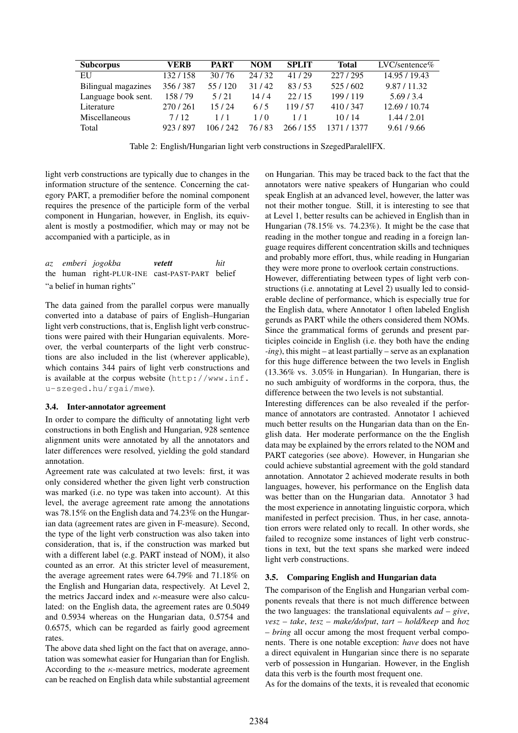| Subcorpus | VERB | PART | NOM | SPLIT | Total | LVC/sentence% |
|---|---|---|---|---|---|---|
| EU | 132 / 158 | 30 / 76 | 24 / 32 | 41 / 29 | 227 / 295 | 14.95 / 19.43 |
| Bilingual magazines | 356 / 387 | 55 / 120 | 31 / 42 | 83 / 53 | 525 / 602 | 9.87 / 11.32 |
| Language book sent. | 158 / 79 | 5 / 21 | 14 / 4 | 22 / 15 | 199 / 119 | 5.69 / 3.4 |
| Literature | 270 / 261 | 15 / 24 | 6 / 5 | 119 / 57 | 410 / 347 | 12.69 / 10.74 |
| Miscellaneous | 7 / 12 | 1 / 1 | 1 / 0 | 1 / 1 | 10 / 14 | 1.44 / 2.01 |
| Total | 923 / 897 | 106 / 242 | 76 / 83 | 266 / 155 | 1371 / 1377 | 9.61 / 9.66 |

Table 2: English/Hungarian light verb constructions in SzegedParalellFX.

light verb constructions are typically due to changes in the information structure of the sentence. Concerning the category PART, a premodifier before the nominal component requires the presence of the participle form of the verbal component in Hungarian, however, in English, its equivalent is mostly a postmodifier, which may or may not be accompanied with a participle, as in

*az emberi jogokba* ***vetett*** *hit*
the human right-PLUR-INE cast-PAST-PART belief
"a belief in human rights"

The data gained from the parallel corpus were manually converted into a database of pairs of English–Hungarian light verb constructions, that is, English light verb constructions were paired with their Hungarian equivalents. Moreover, the verbal counterparts of the light verb constructions are also included in the list (wherever applicable), which contains 344 pairs of light verb constructions and is available at the corpus website (http://www.inf.u-szeged.hu/rgai/mwe).

### 3.4. Inter-annotator agreement

In order to compare the difficulty of annotating light verb constructions in both English and Hungarian, 928 sentence alignment units were annotated by all the annotators and later differences were resolved, yielding the gold standard annotation.

Agreement rate was calculated at two levels: first, it was only considered whether the given light verb construction was marked (i.e. no type was taken into account). At this level, the average agreement rate among the annotations was 78.15% on the English data and 74.23% on the Hungarian data (agreement rates are given in F-measure). Second, the type of the light verb construction was also taken into consideration, that is, if the construction was marked but with a different label (e.g. PART instead of NOM), it also counted as an error. At this stricter level of measurement, the average agreement rates were 64.79% and 71.18% on the English and Hungarian data, respectively. At Level 2, the metrics Jaccard index and $\kappa$-measure were also calculated: on the English data, the agreement rates are 0.5049 and 0.5934 whereas on the Hungarian data, 0.5754 and 0.6575, which can be regarded as fairly good agreement rates.

The above data shed light on the fact that on average, annotation was somewhat easier for Hungarian than for English. According to the $\kappa$-measure metrics, moderate agreement can be reached on English data while substantial agreement on Hungarian. This may be traced back to the fact that the annotators were native speakers of Hungarian who could speak English at an advanced level, however, the latter was not their mother tongue. Still, it is interesting to see that at Level 1, better results can be achieved in English than in Hungarian (78.15% vs. 74.23%). It might be the case that reading in the mother tongue and reading in a foreign language requires different concentration skills and techniques and probably more effort, thus, while reading in Hungarian they were more prone to overlook certain constructions.

However, differentiating between types of light verb constructions (i.e. annotating at Level 2) usually led to considerable decline of performance, which is especially true for the English data, where Annotator 1 often labeled English gerunds as PART while the others considered them NOMs. Since the grammatical forms of gerunds and present participles coincide in English (i.e. they both have the ending *-ing*), this might – at least partially – serve as an explanation for this huge difference between the two levels in English (13.36% vs. 3.05% in Hungarian). In Hungarian, there is no such ambiguity of wordforms in the corpora, thus, the difference between the two levels is not substantial.

Interesting differences can be also revealed if the performance of annotators are contrasted. Annotator 1 achieved much better results on the Hungarian data than on the English data. Her moderate performance on the the English data may be explained by the errors related to the NOM and PART categories (see above). However, in Hungarian she could achieve substantial agreement with the gold standard annotation. Annotator 2 achieved moderate results in both languages, however, his performance on the English data was better than on the Hungarian data. Annotator 3 had the most experience in annotating linguistic corpora, which manifested in perfect precision. Thus, in her case, annotation errors were related only to recall. In other words, she failed to recognize some instances of light verb constructions in text, but the text spans she marked were indeed light verb constructions.

### 3.5. Comparing English and Hungarian data

The comparison of the English and Hungarian verbal components reveals that there is not much difference between the two languages: the translational equivalents *ad – give*, *vesz – take*, *tesz – make/do/put*, *tart – hold/keep* and *hoz – bring* all occur among the most frequent verbal components. There is one notable exception: *have* does not have a direct equivalent in Hungarian since there is no separate verb of possession in Hungarian. However, in the English data this verb is the fourth most frequent one.

As for the domains of the texts, it is revealed that economic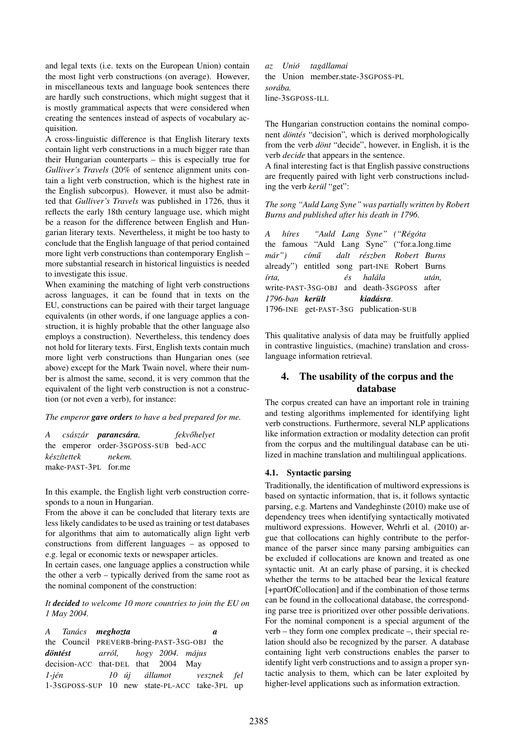and legal texts (i.e. texts on the European Union) contain the most light verb constructions (on average). However, in miscellaneous texts and language book sentences there are hardly such constructions, which might suggest that it is mostly grammatical aspects that were considered when creating the sentences instead of aspects of vocabulary acquisition.

A cross-linguistic difference is that English literary texts contain light verb constructions in a much bigger rate than their Hungarian counterparts – this is especially true for *Gulliver's Travels* (20% of sentence alignment units contain a light verb construction, which is the highest rate in the English subcorpus). However, it must also be admitted that *Gulliver's Travels* was published in 1726, thus it reflects the early 18th century language use, which might be a reason for the difference between English and Hungarian literary texts. Nevertheless, it might be too hasty to conclude that the English language of that period contained more light verb constructions than contemporary English – more substantial research in historical linguistics is needed to investigate this issue.

When examining the matching of light verb constructions across languages, it can be found that in texts on the EU, constructions can be paired with their target language equivalents (in other words, if one language applies a construction, it is highly probable that the other language also employs a construction). Nevertheless, this tendency does not hold for literary texts. First, English texts contain much more light verb constructions than Hungarian ones (see above) except for the Mark Twain novel, where their number is almost the same, second, it is very common that the equivalent of the light verb construction is not a construction (or not even a verb), for instance:

*The emperor **gave orders** to have a bed prepared for me.*

*A császár **parancsára**, fekvőhelyet*
the emperor order-3SGPOSS-SUB bed-ACC
*készítettek nekem.*
make-PAST-3PL for.me

In this example, the English light verb construction corresponds to a noun in Hungarian.

From the above it can be concluded that literary texts are less likely candidates to be used as training or test databases for algorithms that aim to automatically align light verb constructions from different languages – as opposed to e.g. legal or economic texts or newspaper articles.

In certain cases, one language applies a construction while the other a verb – typically derived from the same root as the nominal component of the construction:

*It **decided** to welcome 10 more countries to join the EU on 1 May 2004.*

*A Tanács **meghozta** **a***
the Council PREVERB-bring-PAST-3SG-OBJ the
***döntést** arról, hogy 2004. május*
decision-ACC that-DEL that 2004 May
*1-jén 10 új államot vesznek fel*
1-3SGPOSS-SUP 10 new state-PL-ACC take-3PL up
*az Unió tagállamai*
the Union member.state-3SGPOSS-PL
*sorába.*
line-3SGPOSS-ILL

The Hungarian construction contains the nominal component *döntés* "decision", which is derived morphologically from the verb *dönt* "decide", however, in English, it is the verb *decide* that appears in the sentence.

A final interesting fact is that English passive constructions are frequently paired with light verb constructions including the verb *kerül* "get":

*The song "Auld Lang Syne" was partially written by Robert Burns and published after his death in 1796.*

*A híres "Auld Lang Syne" ("Régóta*
the famous "Auld Lang Syne" ("for.a.long.time
*már") című dalt részben Robert Burns*
already") entitled song part-INE Robert Burns
*írta, és halála után,*
write-PAST-3SG-OBJ and death-3SGPOSS after
*1796-ban **került** **kiadásra**.*
1796-INE get-PAST-3SG publication-SUB

This qualitative analysis of data may be fruitfully applied in contrastive linguistics, (machine) translation and cross-language information retrieval.

## 4. The usability of the corpus and the database

The corpus created can have an important role in training and testing algorithms implemented for identifying light verb constructions. Furthermore, several NLP applications like information extraction or modality detection can profit from the corpus and the multilingual database can be utilized in machine translation and multilingual applications.

### 4.1. Syntactic parsing

Traditionally, the identification of multiword expressions is based on syntactic information, that is, it follows syntactic parsing, e.g. Martens and Vandeghinste (2010) make use of dependency trees when identifying syntactically motivated multiword expressions. However, Wehrli et al. (2010) argue that collocations can highly contribute to the performance of the parser since many parsing ambiguities can be excluded if collocations are known and treated as one syntactic unit. At an early phase of parsing, it is checked whether the terms to be attached bear the lexical feature [+partOfCollocation] and if the combination of those terms can be found in the collocational database, the corresponding parse tree is prioritized over other possible derivations. For the nominal component is a special argument of the verb – they form one complex predicate –, their special relation should also be recognized by the parser. A database containing light verb constructions enables the parser to identify light verb constructions and to assign a proper syntactic analysis to them, which can be later exploited by higher-level applications such as information extraction.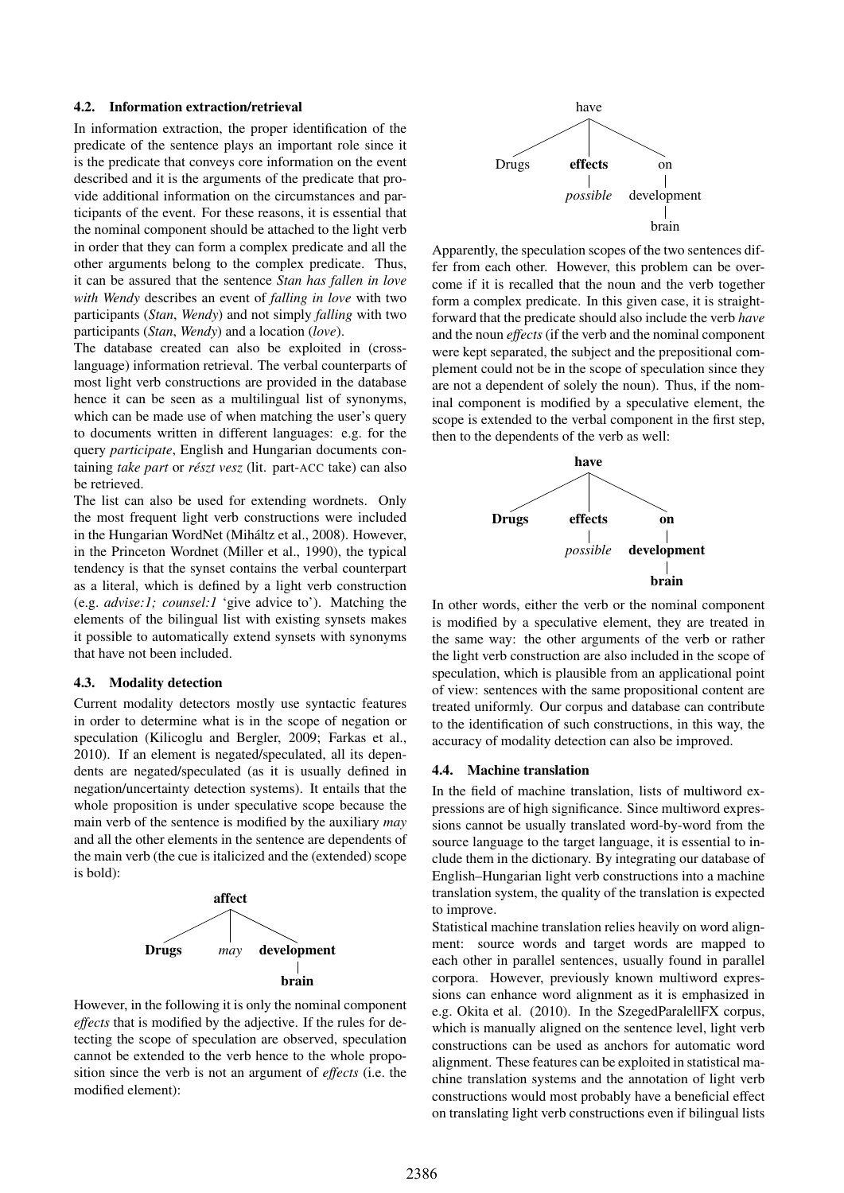### 4.2. Information extraction/retrieval

In information extraction, the proper identification of the predicate of the sentence plays an important role since it is the predicate that conveys core information on the event described and it is the arguments of the predicate that provide additional information on the circumstances and participants of the event. For these reasons, it is essential that the nominal component should be attached to the light verb in order that they can form a complex predicate and all the other arguments belong to the complex predicate. Thus, it can be assured that the sentence *Stan has fallen in love with Wendy* describes an event of *falling in love* with two participants (*Stan*, *Wendy*) and not simply *falling* with two participants (*Stan*, *Wendy*) and a location (*love*).

The database created can also be exploited in (cross-language) information retrieval. The verbal counterparts of most light verb constructions are provided in the database hence it can be seen as a multilingual list of synonyms, which can be made use of when matching the user's query to documents written in different languages: e.g. for the query *participate*, English and Hungarian documents containing *take part* or *részt vesz* (lit. part-ACC take) can also be retrieved.

The list can also be used for extending wordnets. Only the most frequent light verb constructions were included in the Hungarian WordNet (Miháltz et al., 2008). However, in the Princeton Wordnet (Miller et al., 1990), the typical tendency is that the synset contains the verbal counterpart as a literal, which is defined by a light verb construction (e.g. *advise:1; counsel:1* 'give advice to'). Matching the elements of the bilingual list with existing synsets makes it possible to automatically extend synsets with synonyms that have not been included.

### 4.3. Modality detection

Current modality detectors mostly use syntactic features in order to determine what is in the scope of negation or speculation (Kilicoglu and Bergler, 2009; Farkas et al., 2010). If an element is negated/speculated, all its dependents are negated/speculated (as it is usually defined in negation/uncertainty detection systems). It entails that the whole proposition is under speculative scope because the main verb of the sentence is modified by the auxiliary *may* and all the other elements in the sentence are dependents of the main verb (the cue is italicized and the (extended) scope is bold):

**affect**
- **Drugs**
- *may*
- **development**
  - **brain**

However, in the following it is only the nominal component *effects* that is modified by the adjective. If the rules for detecting the scope of speculation are observed, speculation cannot be extended to the verb hence to the whole proposition since the verb is not an argument of *effects* (i.e. the modified element):

have
- Drugs
- **effects**
  - *possible*
- on
  - development
    - brain

Apparently, the speculation scopes of the two sentences differ from each other. However, this problem can be overcome if it is recalled that the noun and the verb together form a complex predicate. In this given case, it is straightforward that the predicate should also include the verb *have* and the noun *effects* (if the verb and the nominal component were kept separated, the subject and the prepositional complement could not be in the scope of speculation since they are not a dependent of solely the noun). Thus, if the nominal component is modified by a speculative element, the scope is extended to the verbal component in the first step, then to the dependents of the verb as well:

**have**
- **Drugs**
- **effects**
  - *possible*
- **on**
  - **development**
    - **brain**

In other words, either the verb or the nominal component is modified by a speculative element, they are treated in the same way: the other arguments of the verb or rather the light verb construction are also included in the scope of speculation, which is plausible from an applicational point of view: sentences with the same propositional content are treated uniformly. Our corpus and database can contribute to the identification of such constructions, in this way, the accuracy of modality detection can also be improved.

### 4.4. Machine translation

In the field of machine translation, lists of multiword expressions are of high significance. Since multiword expressions cannot be usually translated word-by-word from the source language to the target language, it is essential to include them in the dictionary. By integrating our database of English–Hungarian light verb constructions into a machine translation system, the quality of the translation is expected to improve.

Statistical machine translation relies heavily on word alignment: source words and target words are mapped to each other in parallel sentences, usually found in parallel corpora. However, previously known multiword expressions can enhance word alignment as it is emphasized in e.g. Okita et al. (2010). In the SzegedParalellFX corpus, which is manually aligned on the sentence level, light verb constructions can be used as anchors for automatic word alignment. These features can be exploited in statistical machine translation systems and the annotation of light verb constructions would most probably have a beneficial effect on translating light verb constructions even if bilingual lists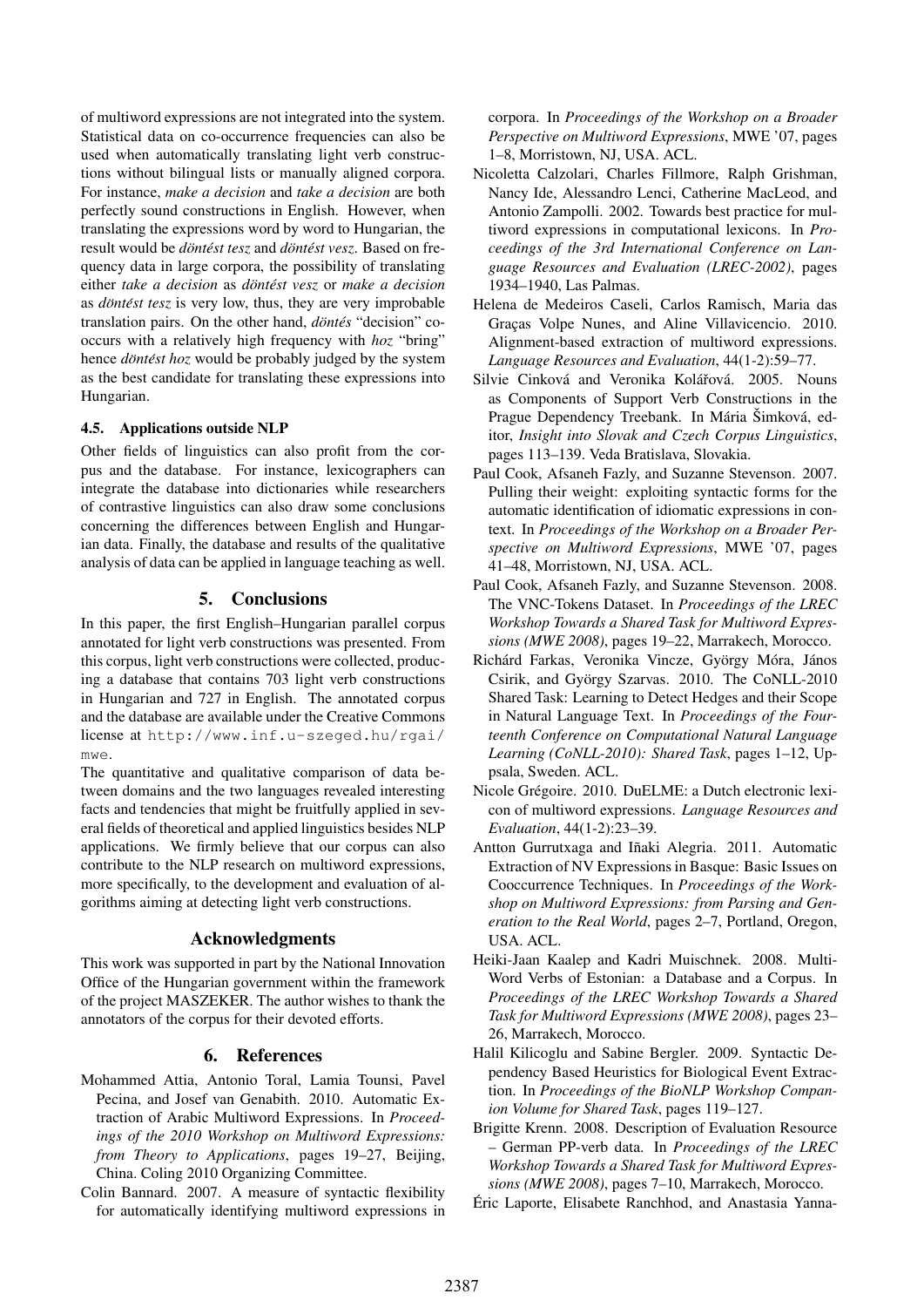of multiword expressions are not integrated into the system. Statistical data on co-occurrence frequencies can also be used when automatically translating light verb constructions without bilingual lists or manually aligned corpora. For instance, *make a decision* and *take a decision* are both perfectly sound constructions in English. However, when translating the expressions word by word to Hungarian, the result would be *döntést tesz* and *döntést vesz*. Based on frequency data in large corpora, the possibility of translating either *take a decision* as *döntést vesz* or *make a decision* as *döntést tesz* is very low, thus, they are very improbable translation pairs. On the other hand, *döntés* "decision" co-occurs with a relatively high frequency with *hoz* "bring" hence *döntést hoz* would be probably judged by the system as the best candidate for translating these expressions into Hungarian.

### 4.5. Applications outside NLP

Other fields of linguistics can also profit from the corpus and the database. For instance, lexicographers can integrate the database into dictionaries while researchers of contrastive linguistics can also draw some conclusions concerning the differences between English and Hungarian data. Finally, the database and results of the qualitative analysis of data can be applied in language teaching as well.

## 5. Conclusions

In this paper, the first English–Hungarian parallel corpus annotated for light verb constructions was presented. From this corpus, light verb constructions were collected, producing a database that contains 703 light verb constructions in Hungarian and 727 in English. The annotated corpus and the database are available under the Creative Commons license at http://www.inf.u-szeged.hu/rgai/mwe.

The quantitative and qualitative comparison of data between domains and the two languages revealed interesting facts and tendencies that might be fruitfully applied in several fields of theoretical and applied linguistics besides NLP applications. We firmly believe that our corpus can also contribute to the NLP research on multiword expressions, more specifically, to the development and evaluation of algorithms aiming at detecting light verb constructions.

## Acknowledgments

This work was supported in part by the National Innovation Office of the Hungarian government within the framework of the project MASZEKER. The author wishes to thank the annotators of the corpus for their devoted efforts.

## 6. References

Mohammed Attia, Antonio Toral, Lamia Tounsi, Pavel Pecina, and Josef van Genabith. 2010. Automatic Extraction of Arabic Multiword Expressions. In *Proceedings of the 2010 Workshop on Multiword Expressions: from Theory to Applications*, pages 19–27, Beijing, China. Coling 2010 Organizing Committee.

Colin Bannard. 2007. A measure of syntactic flexibility for automatically identifying multiword expressions in corpora. In *Proceedings of the Workshop on a Broader Perspective on Multiword Expressions*, MWE '07, pages 1–8, Morristown, NJ, USA. ACL.

Nicoletta Calzolari, Charles Fillmore, Ralph Grishman, Nancy Ide, Alessandro Lenci, Catherine MacLeod, and Antonio Zampolli. 2002. Towards best practice for multiword expressions in computational lexicons. In *Proceedings of the 3rd International Conference on Language Resources and Evaluation (LREC-2002)*, pages 1934–1940, Las Palmas.

Helena de Medeiros Caseli, Carlos Ramisch, Maria das Graças Volpe Nunes, and Aline Villavicencio. 2010. Alignment-based extraction of multiword expressions. *Language Resources and Evaluation*, 44(1-2):59–77.

Silvie Cinková and Veronika Kolářová. 2005. Nouns as Components of Support Verb Constructions in the Prague Dependency Treebank. In Mária Šimková, editor, *Insight into Slovak and Czech Corpus Linguistics*, pages 113–139. Veda Bratislava, Slovakia.

Paul Cook, Afsaneh Fazly, and Suzanne Stevenson. 2007. Pulling their weight: exploiting syntactic forms for the automatic identification of idiomatic expressions in context. In *Proceedings of the Workshop on a Broader Perspective on Multiword Expressions*, MWE '07, pages 41–48, Morristown, NJ, USA. ACL.

Paul Cook, Afsaneh Fazly, and Suzanne Stevenson. 2008. The VNC-Tokens Dataset. In *Proceedings of the LREC Workshop Towards a Shared Task for Multiword Expressions (MWE 2008)*, pages 19–22, Marrakech, Morocco.

Richárd Farkas, Veronika Vincze, György Móra, János Csirik, and György Szarvas. 2010. The CoNLL-2010 Shared Task: Learning to Detect Hedges and their Scope in Natural Language Text. In *Proceedings of the Fourteenth Conference on Computational Natural Language Learning (CoNLL-2010): Shared Task*, pages 1–12, Uppsala, Sweden. ACL.

Nicole Grégoire. 2010. DuELME: a Dutch electronic lexicon of multiword expressions. *Language Resources and Evaluation*, 44(1-2):23–39.

Antton Gurrutxaga and Iñaki Alegria. 2011. Automatic Extraction of NV Expressions in Basque: Basic Issues on Cooccurrence Techniques. In *Proceedings of the Workshop on Multiword Expressions: from Parsing and Generation to the Real World*, pages 2–7, Portland, Oregon, USA. ACL.

Heiki-Jaan Kaalep and Kadri Muischnek. 2008. Multi-Word Verbs of Estonian: a Database and a Corpus. In *Proceedings of the LREC Workshop Towards a Shared Task for Multiword Expressions (MWE 2008)*, pages 23–26, Marrakech, Morocco.

Halil Kilicoglu and Sabine Bergler. 2009. Syntactic Dependency Based Heuristics for Biological Event Extraction. In *Proceedings of the BioNLP Workshop Companion Volume for Shared Task*, pages 119–127.

Brigitte Krenn. 2008. Description of Evaluation Resource – German PP-verb data. In *Proceedings of the LREC Workshop Towards a Shared Task for Multiword Expressions (MWE 2008)*, pages 7–10, Marrakech, Morocco.

Éric Laporte, Elisabete Ranchhod, and Anastasia Yanna-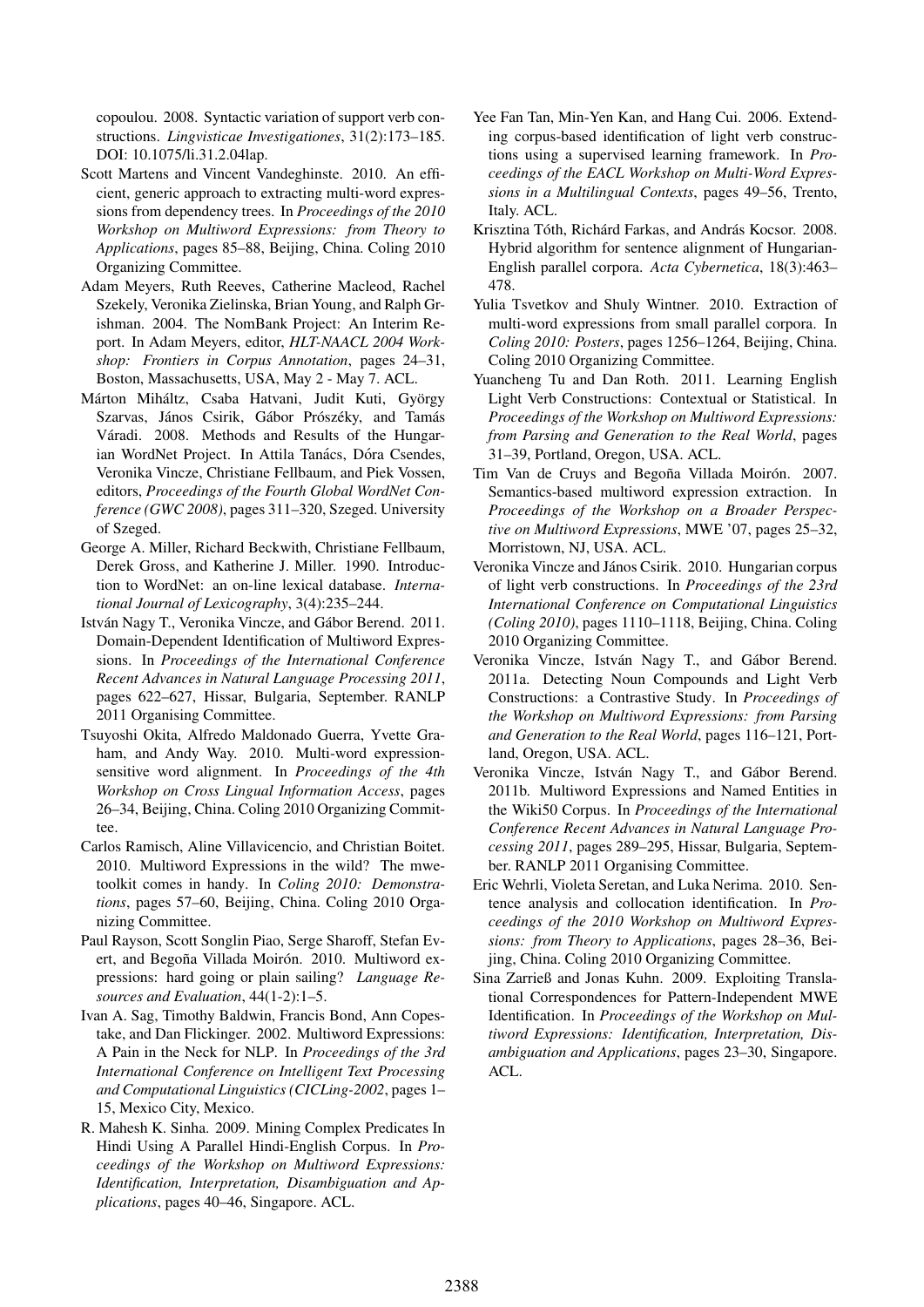copoulou. 2008. Syntactic variation of support verb constructions. *Lingvisticae Investigationes*, 31(2):173–185. DOI: 10.1075/li.31.2.04lap.

Scott Martens and Vincent Vandeghinste. 2010. An efficient, generic approach to extracting multi-word expressions from dependency trees. In *Proceedings of the 2010 Workshop on Multiword Expressions: from Theory to Applications*, pages 85–88, Beijing, China. Coling 2010 Organizing Committee.

Adam Meyers, Ruth Reeves, Catherine Macleod, Rachel Szekely, Veronika Zielinska, Brian Young, and Ralph Grishman. 2004. The NomBank Project: An Interim Report. In Adam Meyers, editor, *HLT-NAACL 2004 Workshop: Frontiers in Corpus Annotation*, pages 24–31, Boston, Massachusetts, USA, May 2 - May 7. ACL.

Márton Miháltz, Csaba Hatvani, Judit Kuti, György Szarvas, János Csirik, Gábor Prószéky, and Tamás Váradi. 2008. Methods and Results of the Hungarian WordNet Project. In Attila Tanács, Dóra Csendes, Veronika Vincze, Christiane Fellbaum, and Piek Vossen, editors, *Proceedings of the Fourth Global WordNet Conference (GWC 2008)*, pages 311–320, Szeged. University of Szeged.

George A. Miller, Richard Beckwith, Christiane Fellbaum, Derek Gross, and Katherine J. Miller. 1990. Introduction to WordNet: an on-line lexical database. *International Journal of Lexicography*, 3(4):235–244.

István Nagy T., Veronika Vincze, and Gábor Berend. 2011. Domain-Dependent Identification of Multiword Expressions. In *Proceedings of the International Conference Recent Advances in Natural Language Processing 2011*, pages 622–627, Hissar, Bulgaria, September. RANLP 2011 Organising Committee.

Tsuyoshi Okita, Alfredo Maldonado Guerra, Yvette Graham, and Andy Way. 2010. Multi-word expression-sensitive word alignment. In *Proceedings of the 4th Workshop on Cross Lingual Information Access*, pages 26–34, Beijing, China. Coling 2010 Organizing Committee.

Carlos Ramisch, Aline Villavicencio, and Christian Boitet. 2010. Multiword Expressions in the wild? The mwetoolkit comes in handy. In *Coling 2010: Demonstrations*, pages 57–60, Beijing, China. Coling 2010 Organizing Committee.

Paul Rayson, Scott Songlin Piao, Serge Sharoff, Stefan Evert, and Begoña Villada Moirón. 2010. Multiword expressions: hard going or plain sailing? *Language Resources and Evaluation*, 44(1-2):1–5.

Ivan A. Sag, Timothy Baldwin, Francis Bond, Ann Copestake, and Dan Flickinger. 2002. Multiword Expressions: A Pain in the Neck for NLP. In *Proceedings of the 3rd International Conference on Intelligent Text Processing and Computational Linguistics (CICLing-2002*, pages 1–15, Mexico City, Mexico.

R. Mahesh K. Sinha. 2009. Mining Complex Predicates In Hindi Using A Parallel Hindi-English Corpus. In *Proceedings of the Workshop on Multiword Expressions: Identification, Interpretation, Disambiguation and Applications*, pages 40–46, Singapore. ACL.

Yee Fan Tan, Min-Yen Kan, and Hang Cui. 2006. Extending corpus-based identification of light verb constructions using a supervised learning framework. In *Proceedings of the EACL Workshop on Multi-Word Expressions in a Multilingual Contexts*, pages 49–56, Trento, Italy. ACL.

Krisztina Tóth, Richárd Farkas, and András Kocsor. 2008. Hybrid algorithm for sentence alignment of Hungarian-English parallel corpora. *Acta Cybernetica*, 18(3):463–478.

Yulia Tsvetkov and Shuly Wintner. 2010. Extraction of multi-word expressions from small parallel corpora. In *Coling 2010: Posters*, pages 1256–1264, Beijing, China. Coling 2010 Organizing Committee.

Yuancheng Tu and Dan Roth. 2011. Learning English Light Verb Constructions: Contextual or Statistical. In *Proceedings of the Workshop on Multiword Expressions: from Parsing and Generation to the Real World*, pages 31–39, Portland, Oregon, USA. ACL.

Tim Van de Cruys and Begoña Villada Moirón. 2007. Semantics-based multiword expression extraction. In *Proceedings of the Workshop on a Broader Perspective on Multiword Expressions*, MWE '07, pages 25–32, Morristown, NJ, USA. ACL.

Veronika Vincze and János Csirik. 2010. Hungarian corpus of light verb constructions. In *Proceedings of the 23rd International Conference on Computational Linguistics (Coling 2010)*, pages 1110–1118, Beijing, China. Coling 2010 Organizing Committee.

Veronika Vincze, István Nagy T., and Gábor Berend. 2011a. Detecting Noun Compounds and Light Verb Constructions: a Contrastive Study. In *Proceedings of the Workshop on Multiword Expressions: from Parsing and Generation to the Real World*, pages 116–121, Portland, Oregon, USA. ACL.

Veronika Vincze, István Nagy T., and Gábor Berend. 2011b. Multiword Expressions and Named Entities in the Wiki50 Corpus. In *Proceedings of the International Conference Recent Advances in Natural Language Processing 2011*, pages 289–295, Hissar, Bulgaria, September. RANLP 2011 Organising Committee.

Eric Wehrli, Violeta Seretan, and Luka Nerima. 2010. Sentence analysis and collocation identification. In *Proceedings of the 2010 Workshop on Multiword Expressions: from Theory to Applications*, pages 28–36, Beijing, China. Coling 2010 Organizing Committee.

Sina Zarrieß and Jonas Kuhn. 2009. Exploiting Translational Correspondences for Pattern-Independent MWE Identification. In *Proceedings of the Workshop on Multiword Expressions: Identification, Interpretation, Disambiguation and Applications*, pages 23–30, Singapore. ACL.